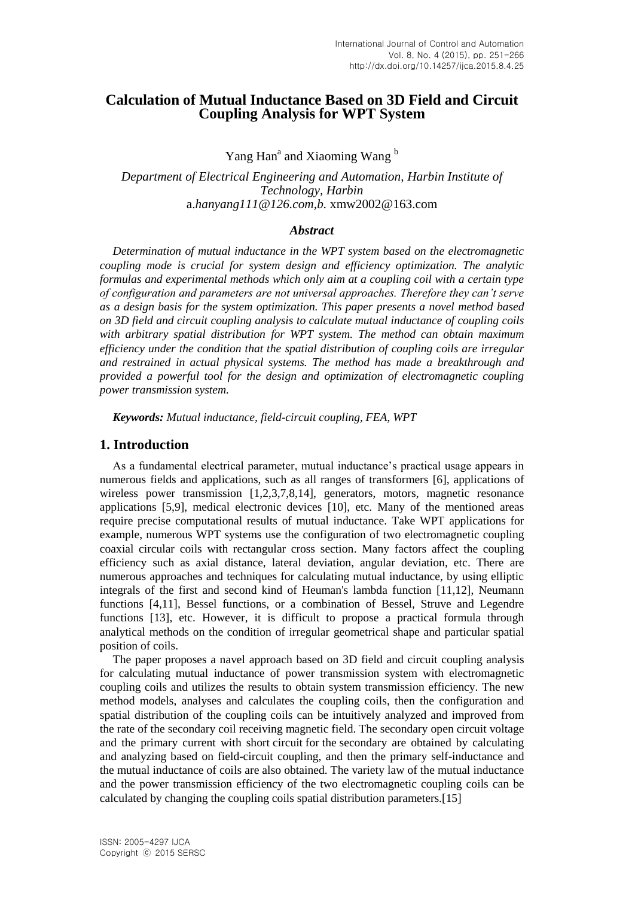# Calculation of Mutual Inductance Based on 3D Field and Circuit Coupling Analysis for WPT System

Yang Han[a] and Xiaoming Wang [b]

*Department of Electrical Engineering and Automation, Harbin Institute of Technology, Harbin*
a.*hanyang111@126.com*,*b.* xmw2002@163.com

### *Abstract*

*Determination of mutual inductance in the WPT system based on the electromagnetic coupling mode is crucial for system design and efficiency optimization. The analytic formulas and experimental methods which only aim at a coupling coil with a certain type of configuration and parameters are not universal approaches. Therefore they can't serve as a design basis for the system optimization. This paper presents a novel method based on 3D field and circuit coupling analysis to calculate mutual inductance of coupling coils with arbitrary spatial distribution for WPT system. The method can obtain maximum efficiency under the condition that the spatial distribution of coupling coils are irregular and restrained in actual physical systems. The method has made a breakthrough and provided a powerful tool for the design and optimization of electromagnetic coupling power transmission system.*

***Keywords:*** *Mutual inductance, field-circuit coupling, FEA, WPT*

## 1. Introduction

As a fundamental electrical parameter, mutual inductance's practical usage appears in numerous fields and applications, such as all ranges of transformers [6], applications of wireless power transmission [1,2,3,7,8,14], generators, motors, magnetic resonance applications [5,9], medical electronic devices [10], etc. Many of the mentioned areas require precise computational results of mutual inductance. Take WPT applications for example, numerous WPT systems use the configuration of two electromagnetic coupling coaxial circular coils with rectangular cross section. Many factors affect the coupling efficiency such as axial distance, lateral deviation, angular deviation, etc. There are numerous approaches and techniques for calculating mutual inductance, by using elliptic integrals of the first and second kind of Heuman's lambda function [11,12], Neumann functions [4,11], Bessel functions, or a combination of Bessel, Struve and Legendre functions [13], etc. However, it is difficult to propose a practical formula through analytical methods on the condition of irregular geometrical shape and particular spatial position of coils.

The paper proposes a navel approach based on 3D field and circuit coupling analysis for calculating mutual inductance of power transmission system with electromagnetic coupling coils and utilizes the results to obtain system transmission efficiency. The new method models, analyses and calculates the coupling coils, then the configuration and spatial distribution of the coupling coils can be intuitively analyzed and improved from the rate of the secondary coil receiving magnetic field. The secondary open circuit voltage and the primary current with short circuit for the secondary are obtained by calculating and analyzing based on field-circuit coupling, and then the primary self-inductance and the mutual inductance of coils are also obtained. The variety law of the mutual inductance and the power transmission efficiency of the two electromagnetic coupling coils can be calculated by changing the coupling coils spatial distribution parameters.[15]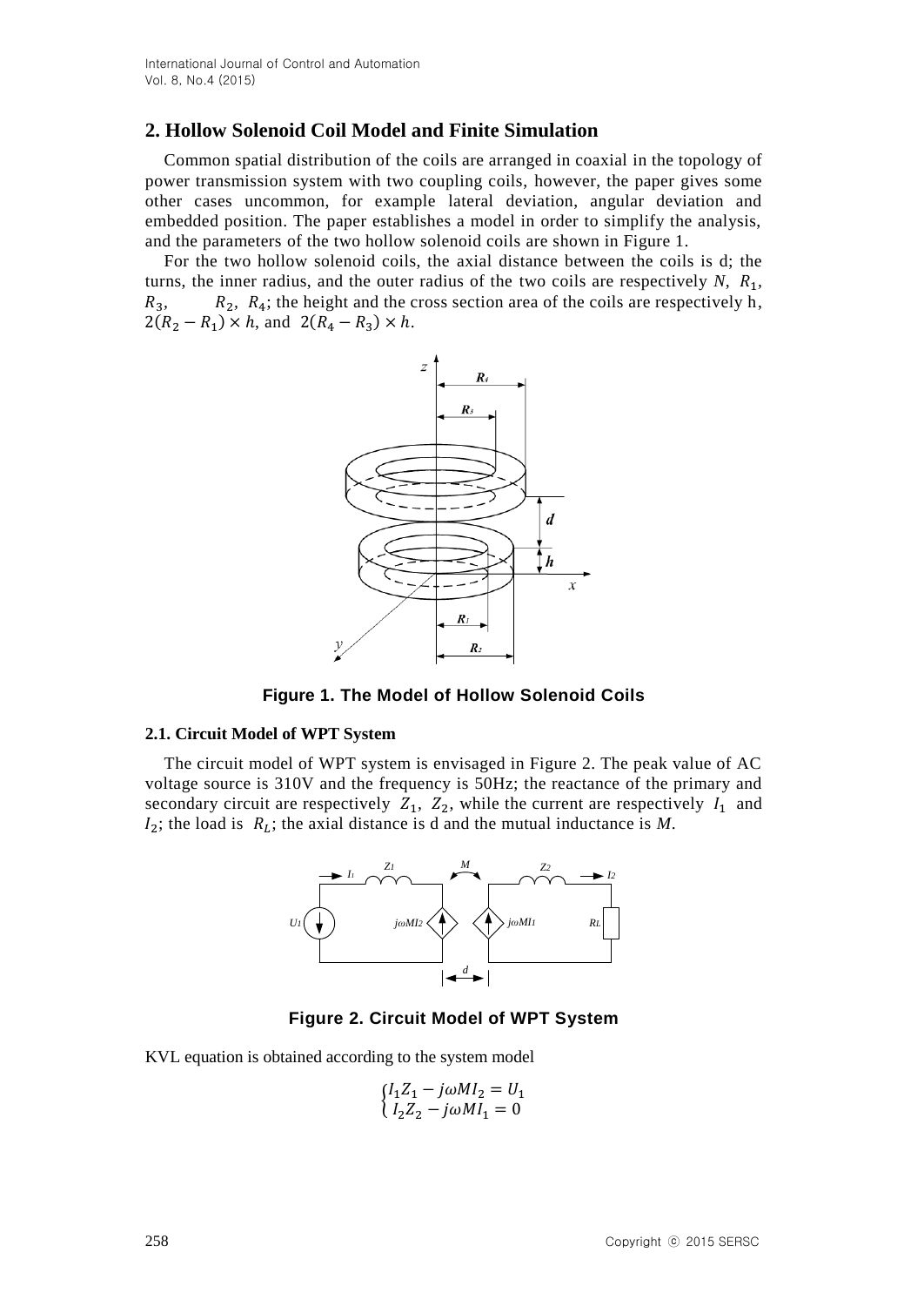## 2. Hollow Solenoid Coil Model and Finite Simulation

Common spatial distribution of the coils are arranged in coaxial in the topology of power transmission system with two coupling coils, however, the paper gives some other cases uncommon, for example lateral deviation, angular deviation and embedded position. The paper establishes a model in order to simplify the analysis, and the parameters of the two hollow solenoid coils are shown in Figure 1.

For the two hollow solenoid coils, the axial distance between the coils is d; the turns, the inner radius, and the outer radius of the two coils are respectively $N$, $R_1$, $R_3$, $R_2$, $R_4$; the height and the cross section area of the coils are respectively h, $2(R_2 - R_1) \times h$, and $2(R_4 - R_3) \times h$.

**Figure 1. The Model of Hollow Solenoid Coils**

### 2.1. Circuit Model of WPT System

The circuit model of WPT system is envisaged in Figure 2. The peak value of AC voltage source is 310V and the frequency is 50Hz; the reactance of the primary and secondary circuit are respectively $Z_1$, $Z_2$, while the current are respectively $I_1$ and $I_2$; the load is $R_L$; the axial distance is d and the mutual inductance is $M$.

**Figure 2. Circuit Model of WPT System**

KVL equation is obtained according to the system model

$$\begin{cases} I_1 Z_1 - j\omega M I_2 = U_1 \\ I_2 Z_2 - j\omega M I_1 = 0 \end{cases}$$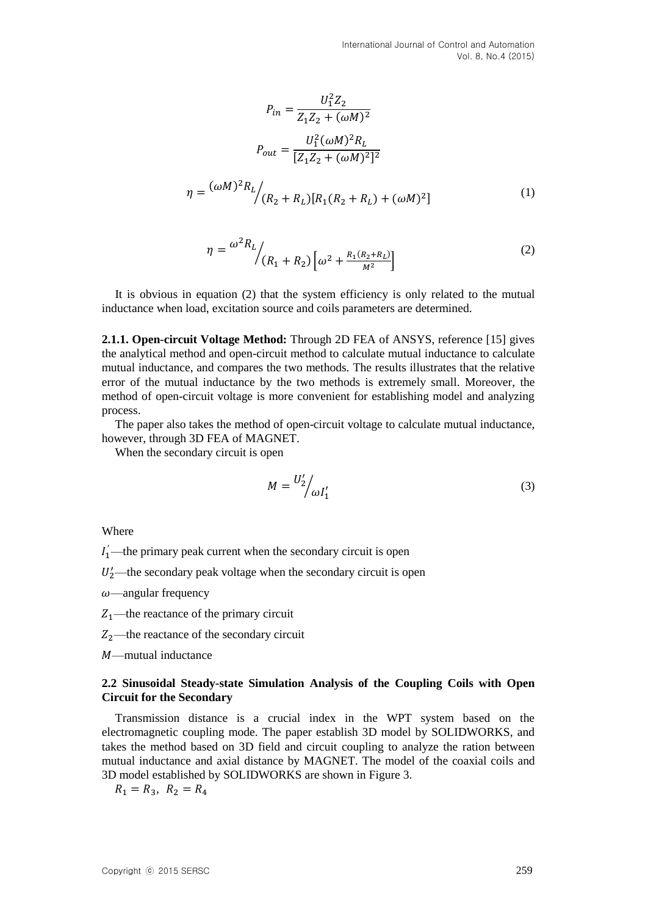$$P_{in} = \frac{U_1^2 Z_2}{Z_1 Z_2 + (\omega M)^2}$$

$$P_{out} = \frac{U_1^2 (\omega M)^2 R_L}{[Z_1 Z_2 + (\omega M)^2]^2}$$

$$\eta = {(\omega M)^2 R_L} \Big/ {(R_2 + R_L)[R_1(R_2 + R_L) + (\omega M)^2]} \tag{1}$$

$$\eta = {\omega^2 R_L} \Big/ {(R_1 + R_2)\left[\omega^2 + \frac{R_1(R_2+R_L)}{M^2}\right]} \tag{2}$$

It is obvious in equation (2) that the system efficiency is only related to the mutual inductance when load, excitation source and coils parameters are determined.

**2.1.1. Open-circuit Voltage Method:** Through 2D FEA of ANSYS, reference [15] gives the analytical method and open-circuit method to calculate mutual inductance to calculate mutual inductance, and compares the two methods. The results illustrates that the relative error of the mutual inductance by the two methods is extremely small. Moreover, the method of open-circuit voltage is more convenient for establishing model and analyzing process.

The paper also takes the method of open-circuit voltage to calculate mutual inductance, however, through 3D FEA of MAGNET.

When the secondary circuit is open

$$M = {U_2'} \Big/ {\omega I_1'} \tag{3}$$

Where

$I_1'$—the primary peak current when the secondary circuit is open

$U_2'$—the secondary peak voltage when the secondary circuit is open

$\omega$—angular frequency

$Z_1$—the reactance of the primary circuit

$Z_2$—the reactance of the secondary circuit

$M$—mutual inductance

### 2.2 Sinusoidal Steady-state Simulation Analysis of the Coupling Coils with Open Circuit for the Secondary

Transmission distance is a crucial index in the WPT system based on the electromagnetic coupling mode. The paper establish 3D model by SOLIDWORKS, and takes the method based on 3D field and circuit coupling to analyze the ration between mutual inductance and axial distance by MAGNET. The model of the coaxial coils and 3D model established by SOLIDWORKS are shown in Figure 3.

$R_1 = R_3,\ R_2 = R_4$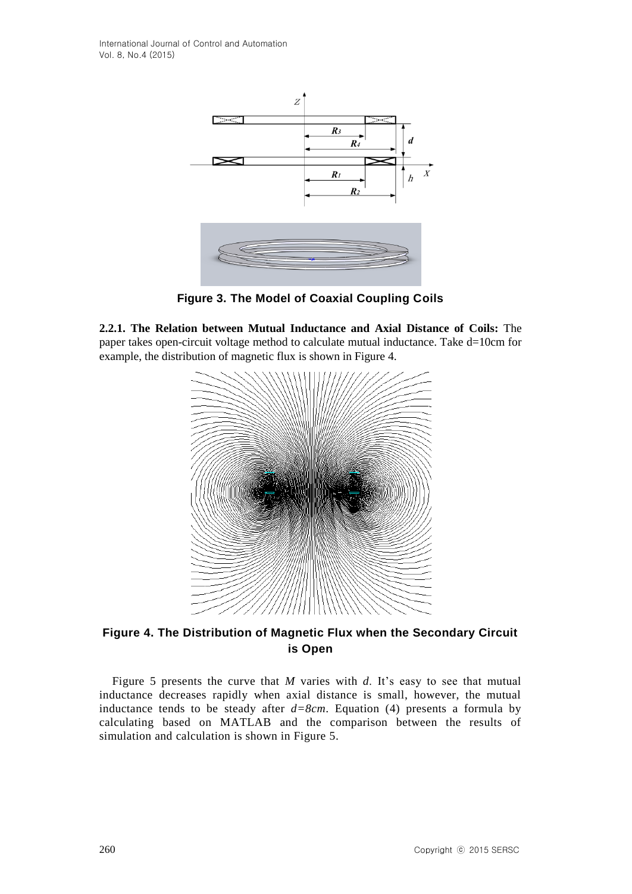**Figure 3. The Model of Coaxial Coupling Coils**

**2.2.1. The Relation between Mutual Inductance and Axial Distance of Coils:** The paper takes open-circuit voltage method to calculate mutual inductance. Take d=10cm for example, the distribution of magnetic flux is shown in Figure 4.

**Figure 4. The Distribution of Magnetic Flux when the Secondary Circuit is Open**

Figure 5 presents the curve that $M$ varies with $d$. It's easy to see that mutual inductance decreases rapidly when axial distance is small, however, the mutual inductance tends to be steady after $d=8cm$. Equation (4) presents a formula by calculating based on MATLAB and the comparison between the results of simulation and calculation is shown in Figure 5.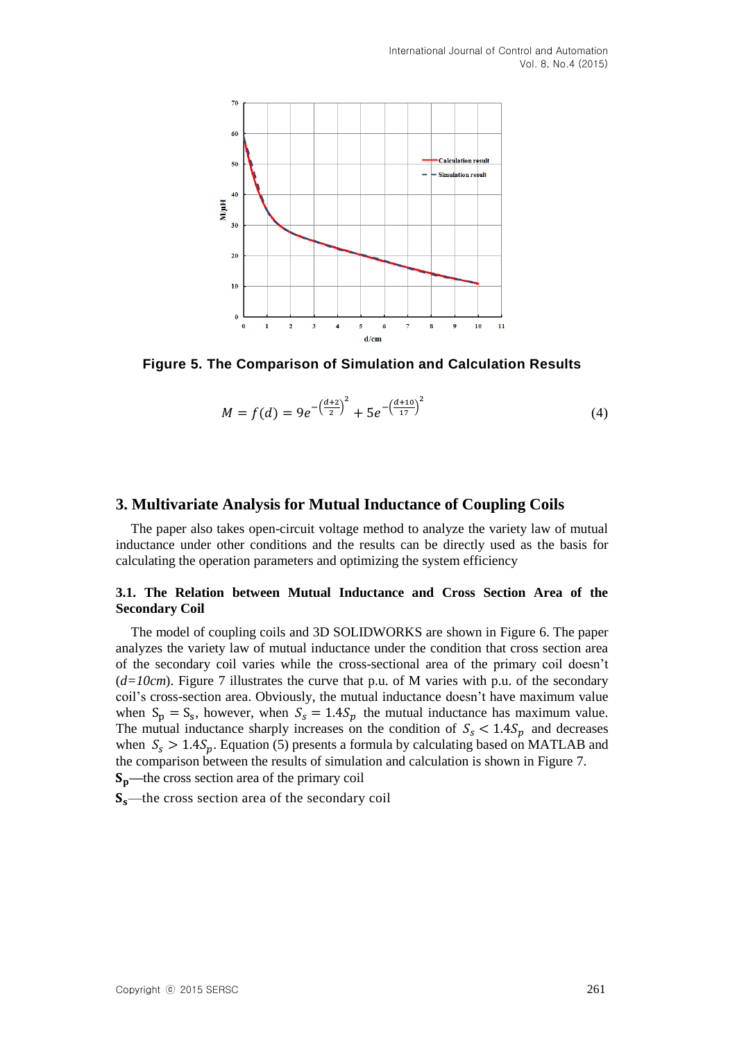Figure 5. The Comparison of Simulation and Calculation Results

$$M = f(d) = 9e^{-\left(\frac{d+2}{2}\right)^2} + 5e^{-\left(\frac{d+10}{17}\right)^2} \tag{4}$$

## 3. Multivariate Analysis for Mutual Inductance of Coupling Coils

The paper also takes open-circuit voltage method to analyze the variety law of mutual inductance under other conditions and the results can be directly used as the basis for calculating the operation parameters and optimizing the system efficiency

### 3.1. The Relation between Mutual Inductance and Cross Section Area of the Secondary Coil

The model of coupling coils and 3D SOLIDWORKS are shown in Figure 6. The paper analyzes the variety law of mutual inductance under the condition that cross section area of the secondary coil varies while the cross-sectional area of the primary coil doesn't (*d=10cm*). Figure 7 illustrates the curve that p.u. of M varies with p.u. of the secondary coil's cross-section area. Obviously, the mutual inductance doesn't have maximum value when $S_p = S_s$, however, when $S_s = 1.4S_p$ the mutual inductance has maximum value. The mutual inductance sharply increases on the condition of $S_s < 1.4S_p$ and decreases when $S_s > 1.4S_p$. Equation (5) presents a formula by calculating based on MATLAB and the comparison between the results of simulation and calculation is shown in Figure 7.

$\mathbf{S_p}$—the cross section area of the primary coil

$\mathbf{S_s}$—the cross section area of the secondary coil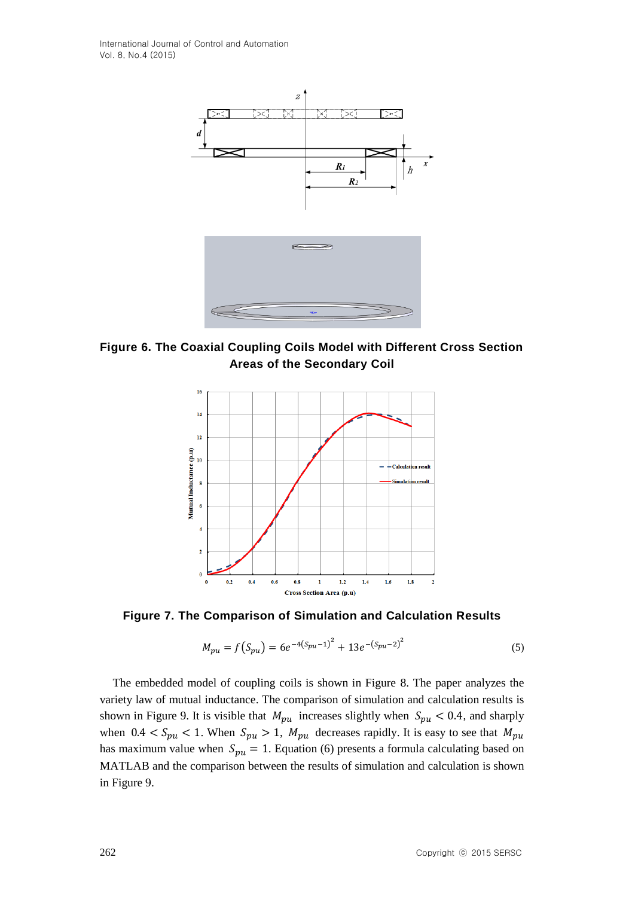Figure 6. The Coaxial Coupling Coils Model with Different Cross Section Areas of the Secondary Coil

Figure 7. The Comparison of Simulation and Calculation Results

$$M_{pu} = f\left(S_{pu}\right) = 6e^{-4\left(S_{pu}-1\right)^2} + 13e^{-\left(S_{pu}-2\right)^2} \tag{5}$$

The embedded model of coupling coils is shown in Figure 8. The paper analyzes the variety law of mutual inductance. The comparison of simulation and calculation results is shown in Figure 9. It is visible that $M_{pu}$ increases slightly when $S_{pu} < 0.4$, and sharply when $0.4 < S_{pu} < 1$. When $S_{pu} > 1$, $M_{pu}$ decreases rapidly. It is easy to see that $M_{pu}$ has maximum value when $S_{pu} = 1$. Equation (6) presents a formula calculating based on MATLAB and the comparison between the results of simulation and calculation is shown in Figure 9.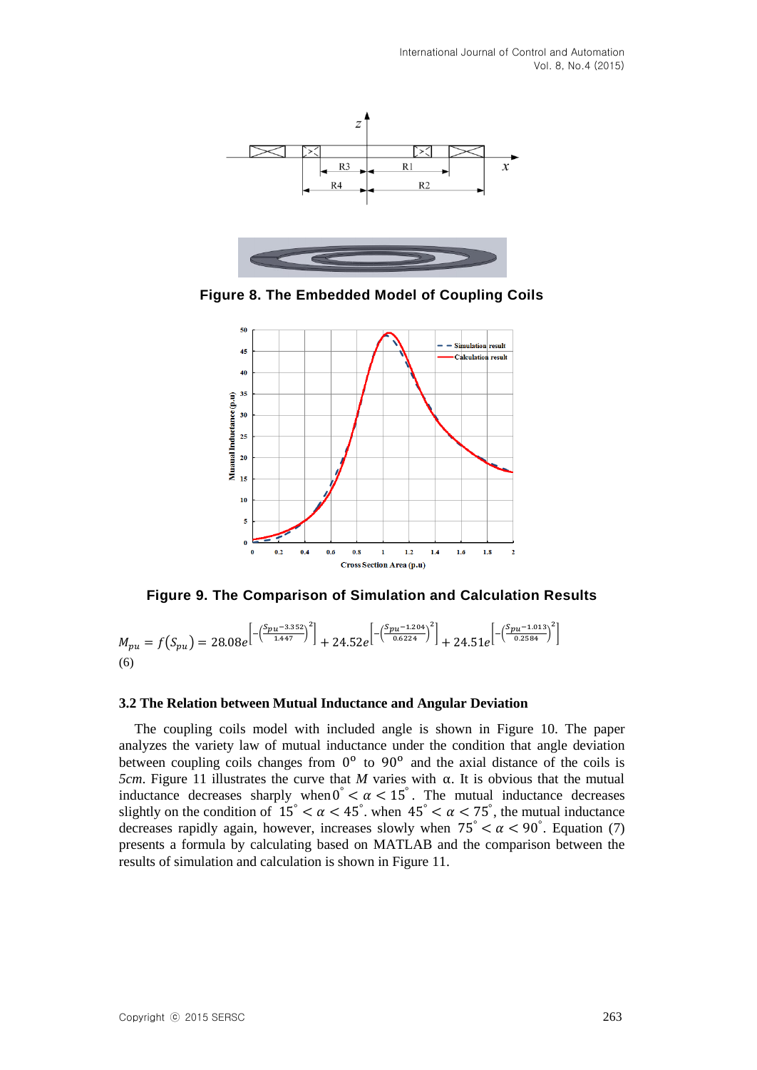**Figure 8. The Embedded Model of Coupling Coils**

**Figure 9. The Comparison of Simulation and Calculation Results**

$$M_{pu} = f(S_{pu}) = 28.08e^{\left[-\left(\frac{S_{pu}-3.352}{1.447}\right)^2\right]} + 24.52e^{\left[-\left(\frac{S_{pu}-1.204}{0.6224}\right)^2\right]} + 24.51e^{\left[-\left(\frac{S_{pu}-1.013}{0.2584}\right)^2\right]}$$
(6)

### 3.2 The Relation between Mutual Inductance and Angular Deviation

The coupling coils model with included angle is shown in Figure 10. The paper analyzes the variety law of mutual inductance under the condition that angle deviation between coupling coils changes from $0^{o}$ to $90^{o}$ and the axial distance of the coils is *5cm*. Figure 11 illustrates the curve that *M* varies with α. It is obvious that the mutual inductance decreases sharply when $0^{\circ} < \alpha < 15^{\circ}$. The mutual inductance decreases slightly on the condition of $15^{\circ} < \alpha < 45^{\circ}$. when $45^{\circ} < \alpha < 75^{\circ}$, the mutual inductance decreases rapidly again, however, increases slowly when $75^{\circ} < \alpha < 90^{\circ}$. Equation (7) presents a formula by calculating based on MATLAB and the comparison between the results of simulation and calculation is shown in Figure 11.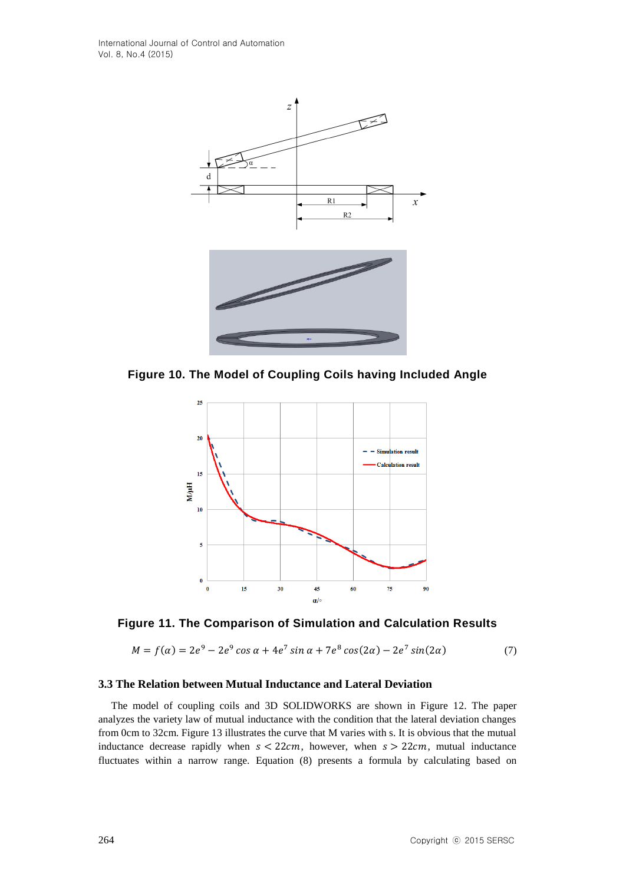Figure 10. The Model of Coupling Coils having Included Angle

Figure 11. The Comparison of Simulation and Calculation Results

$$M = f(\alpha) = 2e^9 - 2e^9 \cos\alpha + 4e^7 \sin\alpha + 7e^8 \cos(2\alpha) - 2e^7 \sin(2\alpha) \tag{7}$$

### 3.3 The Relation between Mutual Inductance and Lateral Deviation

The model of coupling coils and 3D SOLIDWORKS are shown in Figure 12. The paper analyzes the variety law of mutual inductance with the condition that the lateral deviation changes from 0cm to 32cm. Figure 13 illustrates the curve that M varies with s. It is obvious that the mutual inductance decrease rapidly when $s < 22cm$, however, when $s > 22cm$, mutual inductance fluctuates within a narrow range. Equation (8) presents a formula by calculating based on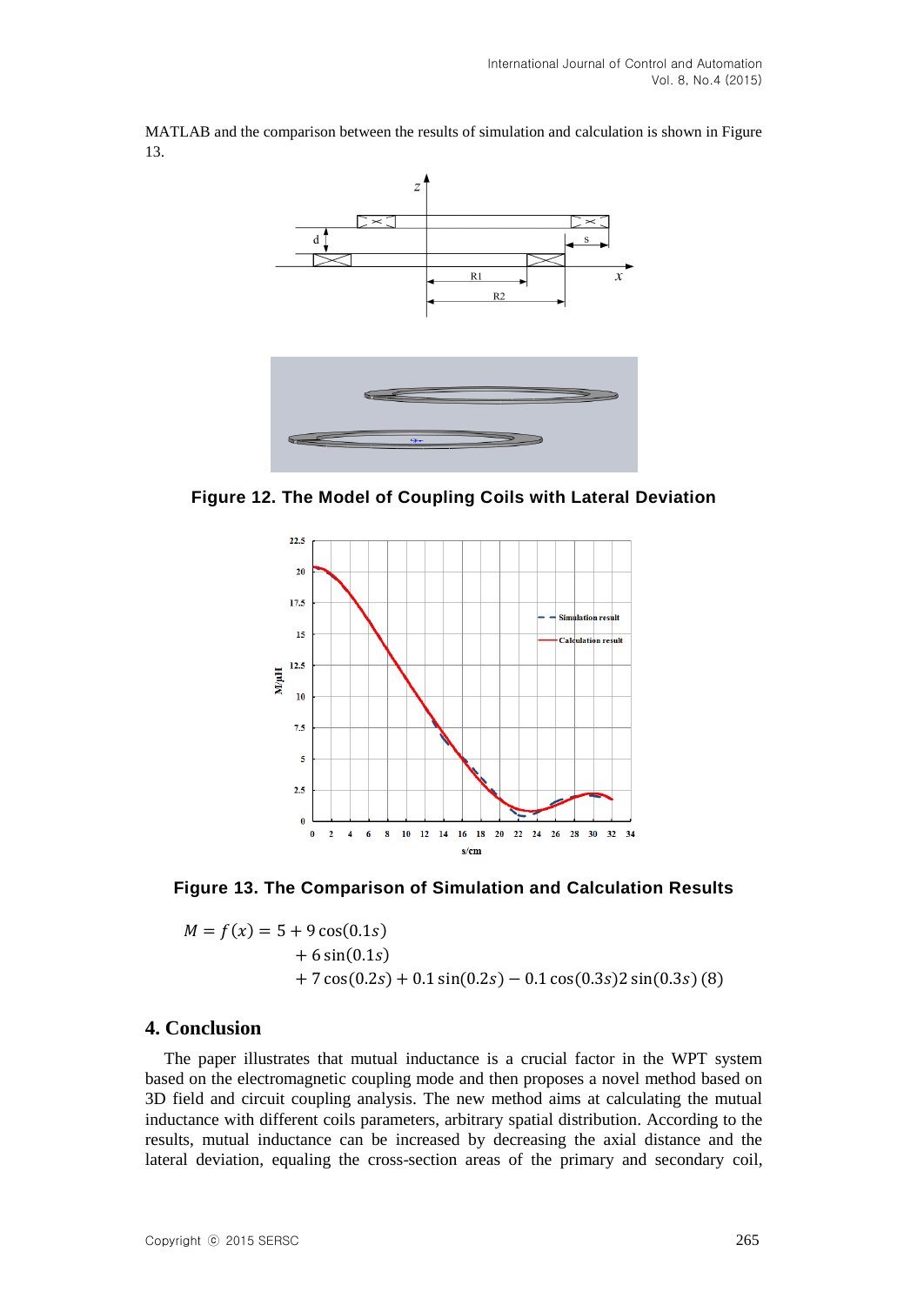MATLAB and the comparison between the results of simulation and calculation is shown in Figure 13.

**Figure 12. The Model of Coupling Coils with Lateral Deviation**

**Figure 13. The Comparison of Simulation and Calculation Results**

$$
\begin{aligned}
M = f(x) = 5 &+ 9\cos(0.1s) \\
&+ 6\sin(0.1s) \\
&+ 7\cos(0.2s) + 0.1\sin(0.2s) - 0.1\cos(0.3s)2\sin(0.3s) \quad (8)
\end{aligned}
$$

## 4. Conclusion

The paper illustrates that mutual inductance is a crucial factor in the WPT system based on the electromagnetic coupling mode and then proposes a novel method based on 3D field and circuit coupling analysis. The new method aims at calculating the mutual inductance with different coils parameters, arbitrary spatial distribution. According to the results, mutual inductance can be increased by decreasing the axial distance and the lateral deviation, equaling the cross-section areas of the primary and secondary coil,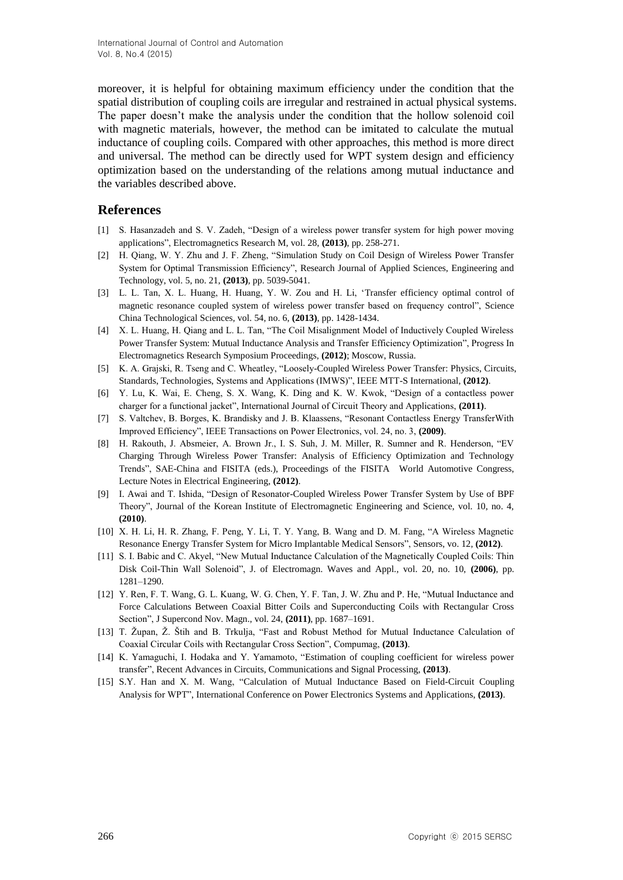moreover, it is helpful for obtaining maximum efficiency under the condition that the spatial distribution of coupling coils are irregular and restrained in actual physical systems. The paper doesn't make the analysis under the condition that the hollow solenoid coil with magnetic materials, however, the method can be imitated to calculate the mutual inductance of coupling coils. Compared with other approaches, this method is more direct and universal. The method can be directly used for WPT system design and efficiency optimization based on the understanding of the relations among mutual inductance and the variables described above.

## References

[1] S. Hasanzadeh and S. V. Zadeh, "Design of a wireless power transfer system for high power moving applications", Electromagnetics Research M, vol. 28, **(2013)**, pp. 258-271.

[2] H. Qiang, W. Y. Zhu and J. F. Zheng, "Simulation Study on Coil Design of Wireless Power Transfer System for Optimal Transmission Efficiency", Research Journal of Applied Sciences, Engineering and Technology, vol. 5, no. 21, **(2013)**, pp. 5039-5041.

[3] L. L. Tan, X. L. Huang, H. Huang, Y. W. Zou and H. Li, 'Transfer efficiency optimal control of magnetic resonance coupled system of wireless power transfer based on frequency control", Science China Technological Sciences, vol. 54, no. 6, **(2013)**, pp. 1428-1434.

[4] X. L. Huang, H. Qiang and L. L. Tan, "The Coil Misalignment Model of Inductively Coupled Wireless Power Transfer System: Mutual Inductance Analysis and Transfer Efficiency Optimization", Progress In Electromagnetics Research Symposium Proceedings, **(2012)**; Moscow, Russia.

[5] K. A. Grajski, R. Tseng and C. Wheatley, "Loosely-Coupled Wireless Power Transfer: Physics, Circuits, Standards, Technologies, Systems and Applications (IMWS)", IEEE MTT-S International, **(2012)**.

[6] Y. Lu, K. Wai, E. Cheng, S. X. Wang, K. Ding and K. W. Kwok, "Design of a contactless power charger for a functional jacket", International Journal of Circuit Theory and Applications, **(2011)**.

[7] S. Valtchev, B. Borges, K. Brandisky and J. B. Klaassens, "Resonant Contactless Energy TransferWith Improved Efficiency", IEEE Transactions on Power Electronics, vol. 24, no. 3, **(2009)**.

[8] H. Rakouth, J. Absmeier, A. Brown Jr., I. S. Suh, J. M. Miller, R. Sumner and R. Henderson, "EV Charging Through Wireless Power Transfer: Analysis of Efficiency Optimization and Technology Trends", SAE-China and FISITA (eds.), Proceedings of the FISITA World Automotive Congress, Lecture Notes in Electrical Engineering, **(2012)**.

[9] I. Awai and T. Ishida, "Design of Resonator-Coupled Wireless Power Transfer System by Use of BPF Theory", Journal of the Korean Institute of Electromagnetic Engineering and Science, vol. 10, no. 4, **(2010)**.

[10] X. H. Li, H. R. Zhang, F. Peng, Y. Li, T. Y. Yang, B. Wang and D. M. Fang, "A Wireless Magnetic Resonance Energy Transfer System for Micro Implantable Medical Sensors", Sensors, vo. 12, **(2012)**.

[11] S. I. Babic and C. Akyel, "New Mutual Inductance Calculation of the Magnetically Coupled Coils: Thin Disk Coil-Thin Wall Solenoid", J. of Electromagn. Waves and Appl., vol. 20, no. 10, **(2006)**, pp. 1281–1290.

[12] Y. Ren, F. T. Wang, G. L. Kuang, W. G. Chen, Y. F. Tan, J. W. Zhu and P. He, "Mutual Inductance and Force Calculations Between Coaxial Bitter Coils and Superconducting Coils with Rectangular Cross Section", J Supercond Nov. Magn., vol. 24, **(2011)**, pp. 1687–1691.

[13] T. Župan, Ž. Štih and B. Trkulja, "Fast and Robust Method for Mutual Inductance Calculation of Coaxial Circular Coils with Rectangular Cross Section", Compumag, **(2013)**.

[14] K. Yamaguchi, I. Hodaka and Y. Yamamoto, "Estimation of coupling coefficient for wireless power transfer", Recent Advances in Circuits, Communications and Signal Processing, **(2013)**.

[15] S.Y. Han and X. M. Wang, "Calculation of Mutual Inductance Based on Field-Circuit Coupling Analysis for WPT", International Conference on Power Electronics Systems and Applications, **(2013)**.